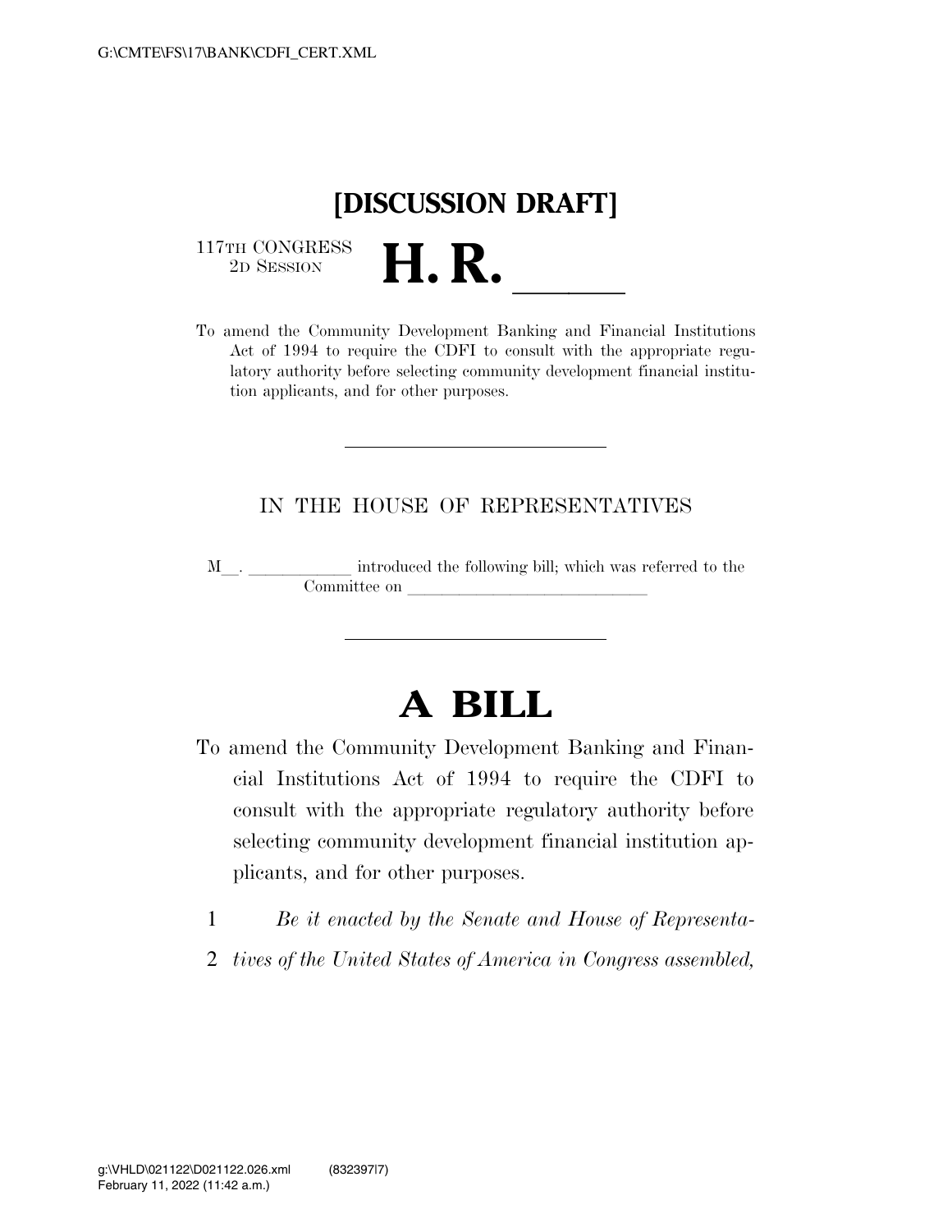# [DISCUSSION DRAFT]

117TH CONGRESS
2D SESSION

# H. R. \_\_\_\_\_

To amend the Community Development Banking and Financial Institutions Act of 1994 to require the CDFI to consult with the appropriate regulatory authority before selecting community development financial institution applicants, and for other purposes.

---

IN THE HOUSE OF REPRESENTATIVES

M\_\_. \_\_\_\_\_\_\_\_\_\_\_\_ introduced the following bill; which was referred to the Committee on \_\_\_\_\_\_\_\_\_\_\_\_\_\_\_\_\_\_\_\_\_\_\_\_\_\_\_\_

---

# A BILL

To amend the Community Development Banking and Financial Institutions Act of 1994 to require the CDFI to consult with the appropriate regulatory authority before selecting community development financial institution applicants, and for other purposes.

1 *Be it enacted by the Senate and House of Representa-*
2 *tives of the United States of America in Congress assembled,*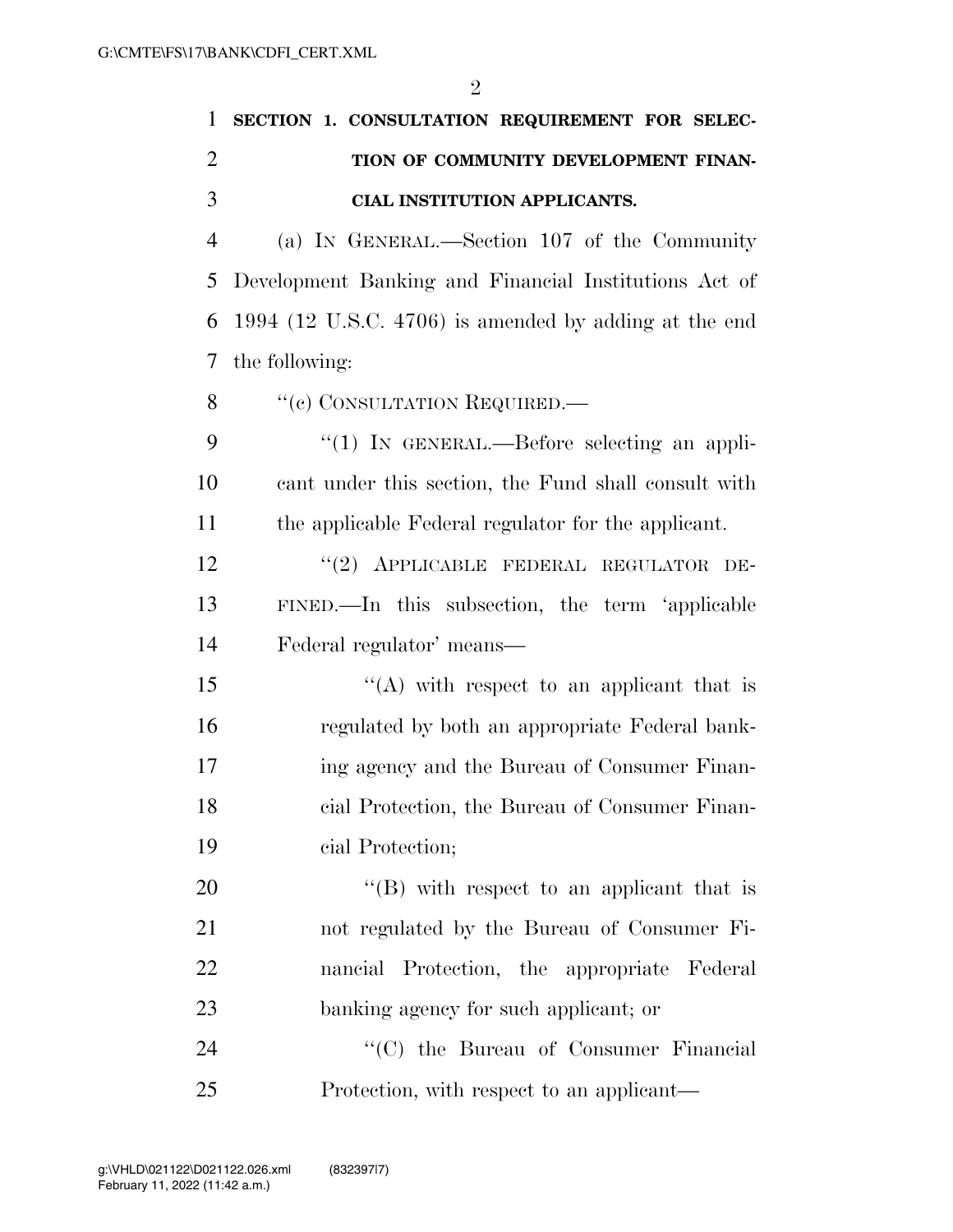**SECTION 1. CONSULTATION REQUIREMENT FOR SELECTION OF COMMUNITY DEVELOPMENT FINANCIAL INSTITUTION APPLICANTS.**

(a) IN GENERAL.—Section 107 of the Community Development Banking and Financial Institutions Act of 1994 (12 U.S.C. 4706) is amended by adding at the end the following:

"(c) CONSULTATION REQUIRED.—

"(1) IN GENERAL.—Before selecting an applicant under this section, the Fund shall consult with the applicable Federal regulator for the applicant.

"(2) APPLICABLE FEDERAL REGULATOR DEFINED.—In this subsection, the term 'applicable Federal regulator' means—

"(A) with respect to an applicant that is regulated by both an appropriate Federal banking agency and the Bureau of Consumer Financial Protection, the Bureau of Consumer Financial Protection;

"(B) with respect to an applicant that is not regulated by the Bureau of Consumer Financial Protection, the appropriate Federal banking agency for such applicant; or

"(C) the Bureau of Consumer Financial Protection, with respect to an applicant—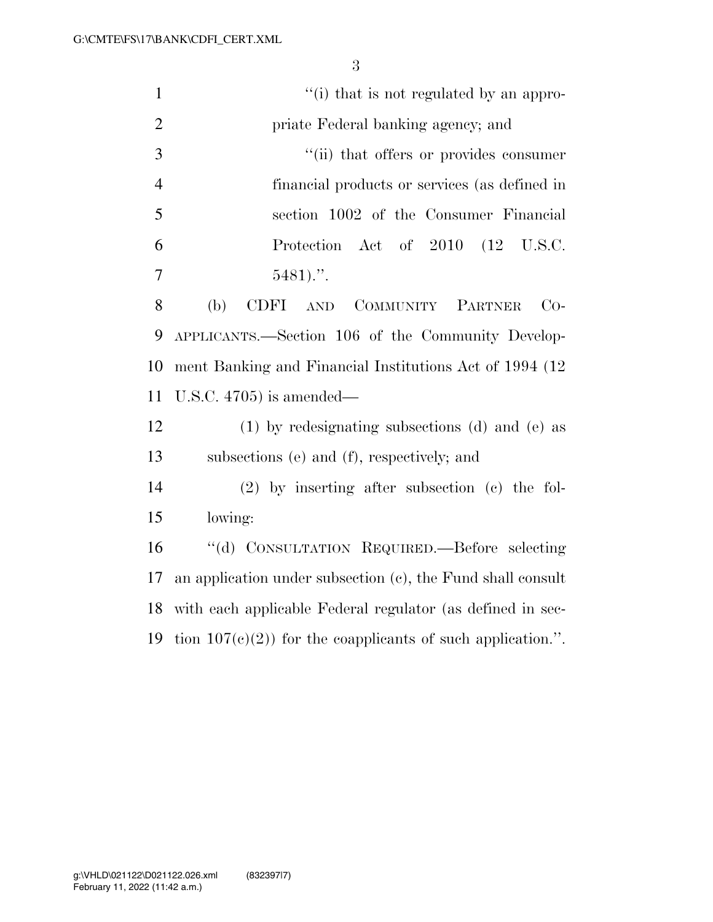"(i) that is not regulated by an appropriate Federal banking agency; and

"(ii) that offers or provides consumer financial products or services (as defined in section 1002 of the Consumer Financial Protection Act of 2010 (12 U.S.C. 5481).".

(b) CDFI AND COMMUNITY PARTNER CO-APPLICANTS.—Section 106 of the Community Development Banking and Financial Institutions Act of 1994 (12 U.S.C. 4705) is amended—

(1) by redesignating subsections (d) and (e) as subsections (e) and (f), respectively; and

(2) by inserting after subsection (c) the following:

"(d) CONSULTATION REQUIRED.—Before selecting an application under subsection (c), the Fund shall consult with each applicable Federal regulator (as defined in section 107(c)(2)) for the coapplicants of such application.".